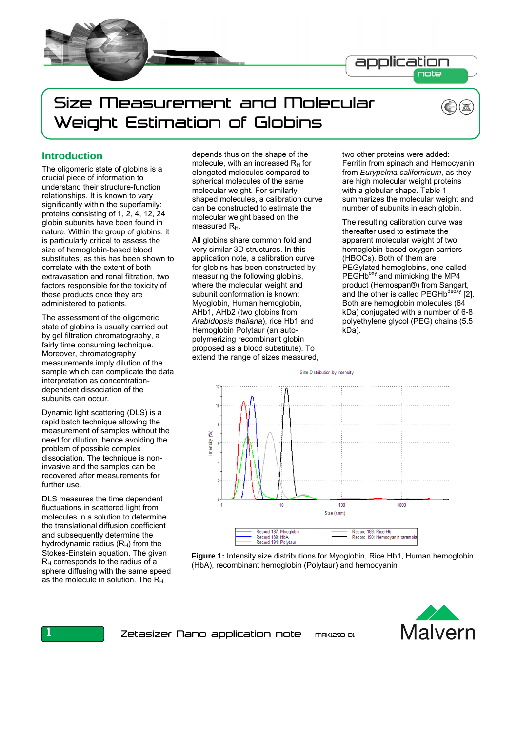# Size Measurement and Molecular Weight Estimation of Globins

## Introduction

The oligomeric state of globins is a crucial piece of information to understand their structure-function relationships. It is known to vary significantly within the superfamily: proteins consisting of 1, 2, 4, 12, 24 globin subunits have been found in nature. Within the group of globins, it is particularly critical to assess the size of hemoglobin-based blood substitutes, as this has been shown to correlate with the extent of both extravasation and renal filtration, two factors responsible for the toxicity of these products once they are administered to patients.

The assessment of the oligomeric state of globins is usually carried out by gel filtration chromatography, a fairly time consuming technique. Moreover, chromatography measurements imply dilution of the sample which can complicate the data interpretation as concentration-dependent dissociation of the subunits can occur.

Dynamic light scattering (DLS) is a rapid batch technique allowing the measurement of samples without the need for dilution, hence avoiding the problem of possible complex dissociation. The technique is non-invasive and the samples can be recovered after measurements for further use.

DLS measures the time dependent fluctuations in scattered light from molecules in a solution to determine the translational diffusion coefficient and subsequently determine the hydrodynamic radius ($R_H$) from the Stokes-Einstein equation. The given $R_H$ corresponds to the radius of a sphere diffusing with the same speed as the molecule in solution. The $R_H$ depends thus on the shape of the molecule, with an increased $R_H$ for elongated molecules compared to spherical molecules of the same molecular weight. For similarly shaped molecules, a calibration curve can be constructed to estimate the molecular weight based on the measured $R_H$.

All globins share common fold and very similar 3D structures. In this application note, a calibration curve for globins has been constructed by measuring the following globins, where the molecular weight and subunit conformation is known: Myoglobin, Human hemoglobin, AHb1, AHb2 (two globins from *Arabidopsis thaliana*), rice Hb1 and Hemoglobin Polytaur (an auto-polymerizing recombinant globin proposed as a blood substitute). To extend the range of sizes measured, two other proteins were added: Ferritin from spinach and Hemocyanin from *Eurypelma californicum*, as they are high molecular weight proteins with a globular shape. Table 1 summarizes the molecular weight and number of subunits in each globin.

The resulting calibration curve was thereafter used to estimate the apparent molecular weight of two hemoglobin-based oxygen carriers (HBOCs). Both of them are PEGylated hemoglobins, one called $PEGHb^{oxy}$ and mimicking the MP4 product (Hemospan®) from Sangart, and the other is called $PEGHb^{deoxy}$ [2]. Both are hemoglobin molecules (64 kDa) conjugated with a number of 6-8 polyethylene glycol (PEG) chains (5.5 kDa).

**Figure 1:** Intensity size distributions for Myoglobin, Rice Hb1, Human hemoglobin (HbA), recombinant hemoglobin (Polytaur) and hemocyanin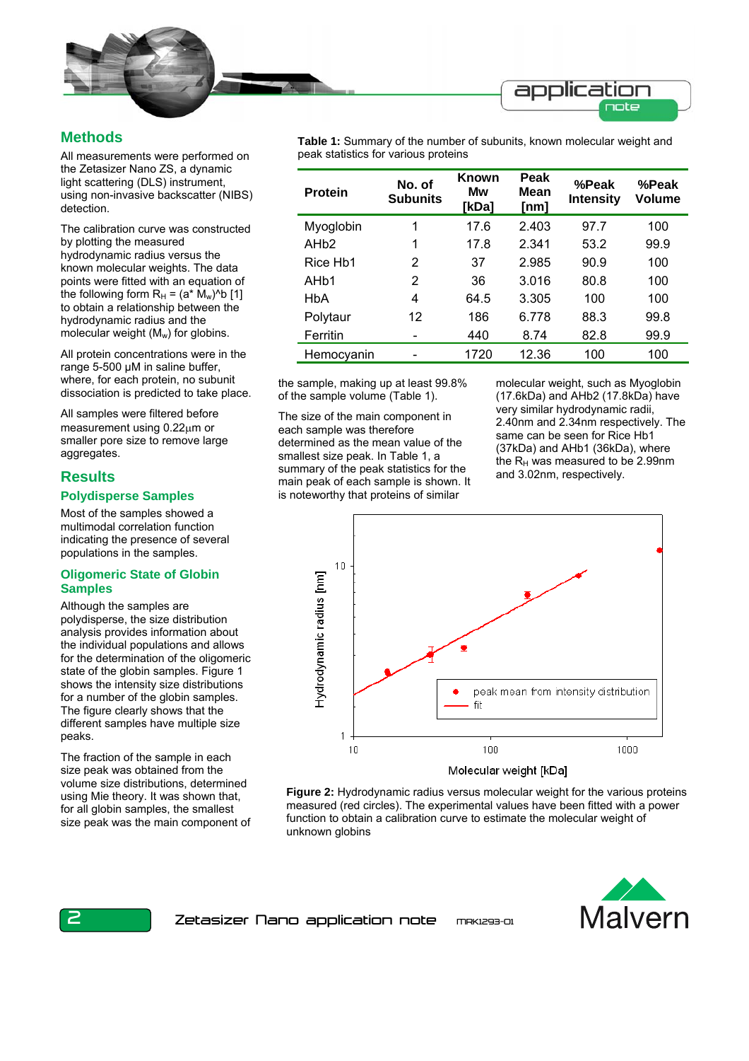## Methods

All measurements were performed on the Zetasizer Nano ZS, a dynamic light scattering (DLS) instrument, using non-invasive backscatter (NIBS) detection.

The calibration curve was constructed by plotting the measured hydrodynamic radius versus the known molecular weights. The data points were fitted with an equation of the following form $R_H = (a^* M_w)$^b [1] to obtain a relationship between the hydrodynamic radius and the molecular weight ($M_w$) for globins.

All protein concentrations were in the range 5-500 μM in saline buffer, where, for each protein, no subunit dissociation is predicted to take place.

All samples were filtered before measurement using 0.22μm or smaller pore size to remove large aggregates.

## Results

### Polydisperse Samples

Most of the samples showed a multimodal correlation function indicating the presence of several populations in the samples.

### Oligomeric State of Globin Samples

Although the samples are polydisperse, the size distribution analysis provides information about the individual populations and allows for the determination of the oligomeric state of the globin samples. Figure 1 shows the intensity size distributions for a number of the globin samples. The figure clearly shows that the different samples have multiple size peaks.

The fraction of the sample in each size peak was obtained from the volume size distributions, determined using Mie theory. It was shown that, for all globin samples, the smallest size peak was the main component of the sample, making up at least 99.8% of the sample volume (Table 1).

The size of the main component in each sample was therefore determined as the mean value of the smallest size peak. In Table 1, a summary of the peak statistics for the main peak of each sample is shown. It is noteworthy that proteins of similar molecular weight, such as Myoglobin (17.6kDa) and AHb2 (17.8kDa) have very similar hydrodynamic radii, 2.40nm and 2.34nm respectively. The same can be seen for Rice Hb1 (37kDa) and AHb1 (36kDa), where the $R_H$ was measured to be 2.99nm and 3.02nm, respectively.

**Table 1:** Summary of the number of subunits, known molecular weight and peak statistics for various proteins

| Protein | No. of Subunits | Known Mw [kDa] | Peak Mean [nm] | %Peak Intensity | %Peak Volume |
|---|---|---|---|---|---|
| Myoglobin | 1 | 17.6 | 2.403 | 97.7 | 100 |
| AHb2 | 1 | 17.8 | 2.341 | 53.2 | 99.9 |
| Rice Hb1 | 2 | 37 | 2.985 | 90.9 | 100 |
| AHb1 | 2 | 36 | 3.016 | 80.8 | 100 |
| HbA | 4 | 64.5 | 3.305 | 100 | 100 |
| Polytaur | 12 | 186 | 6.778 | 88.3 | 99.8 |
| Ferritin | - | 440 | 8.74 | 82.8 | 99.9 |
| Hemocyanin | - | 1720 | 12.36 | 100 | 100 |

**Figure 2:** Hydrodynamic radius versus molecular weight for the various proteins measured (red circles). The experimental values have been fitted with a power function to obtain a calibration curve to estimate the molecular weight of unknown globins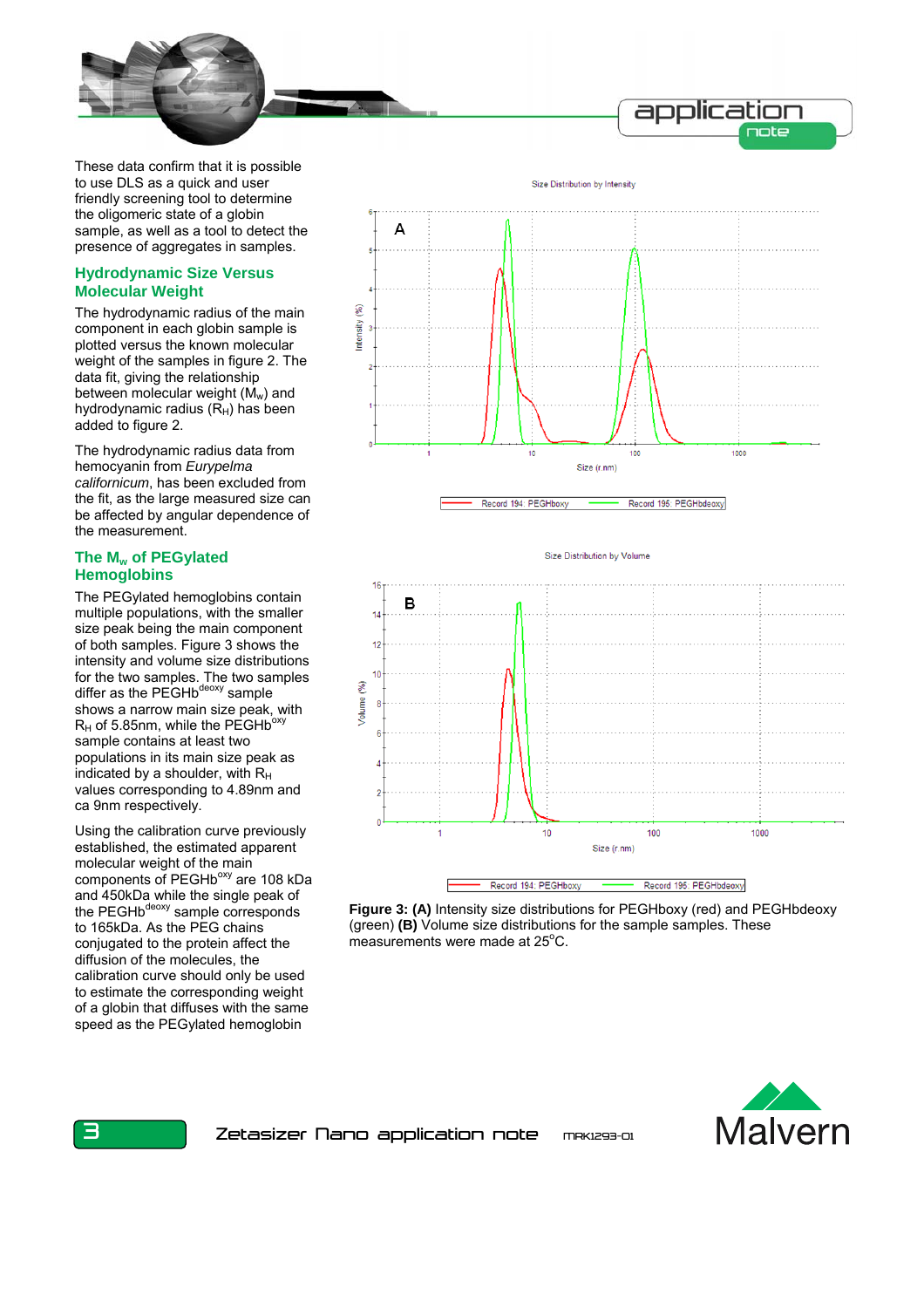These data confirm that it is possible to use DLS as a quick and user friendly screening tool to determine the oligomeric state of a globin sample, as well as a tool to detect the presence of aggregates in samples.

## Hydrodynamic Size Versus Molecular Weight

The hydrodynamic radius of the main component in each globin sample is plotted versus the known molecular weight of the samples in figure 2. The data fit, giving the relationship between molecular weight ($M_w$) and hydrodynamic radius ($R_H$) has been added to figure 2.

The hydrodynamic radius data from hemocyanin from *Eurypelma californicum*, has been excluded from the fit, as the large measured size can be affected by angular dependence of the measurement.

## The $M_w$ of PEGylated Hemoglobins

The PEGylated hemoglobins contain multiple populations, with the smaller size peak being the main component of both samples. Figure 3 shows the intensity and volume size distributions for the two samples. The two samples differ as the PEGHb$^{deoxy}$ sample shows a narrow main size peak, with $R_H$ of 5.85nm, while the PEGHb$^{oxy}$ sample contains at least two populations in its main size peak as indicated by a shoulder, with $R_H$ values corresponding to 4.89nm and ca 9nm respectively.

Using the calibration curve previously established, the estimated apparent molecular weight of the main components of PEGHb$^{oxy}$ are 108 kDa and 450kDa while the single peak of the PEGHb$^{deoxy}$ sample corresponds to 165kDa. As the PEG chains conjugated to the protein affect the diffusion of the molecules, the calibration curve should only be used to estimate the corresponding weight of a globin that diffuses with the same speed as the PEGylated hemoglobin

**Figure 3: (A)** Intensity size distributions for PEGHboxy (red) and PEGHbdeoxy (green) **(B)** Volume size distributions for the sample samples. These measurements were made at 25°C.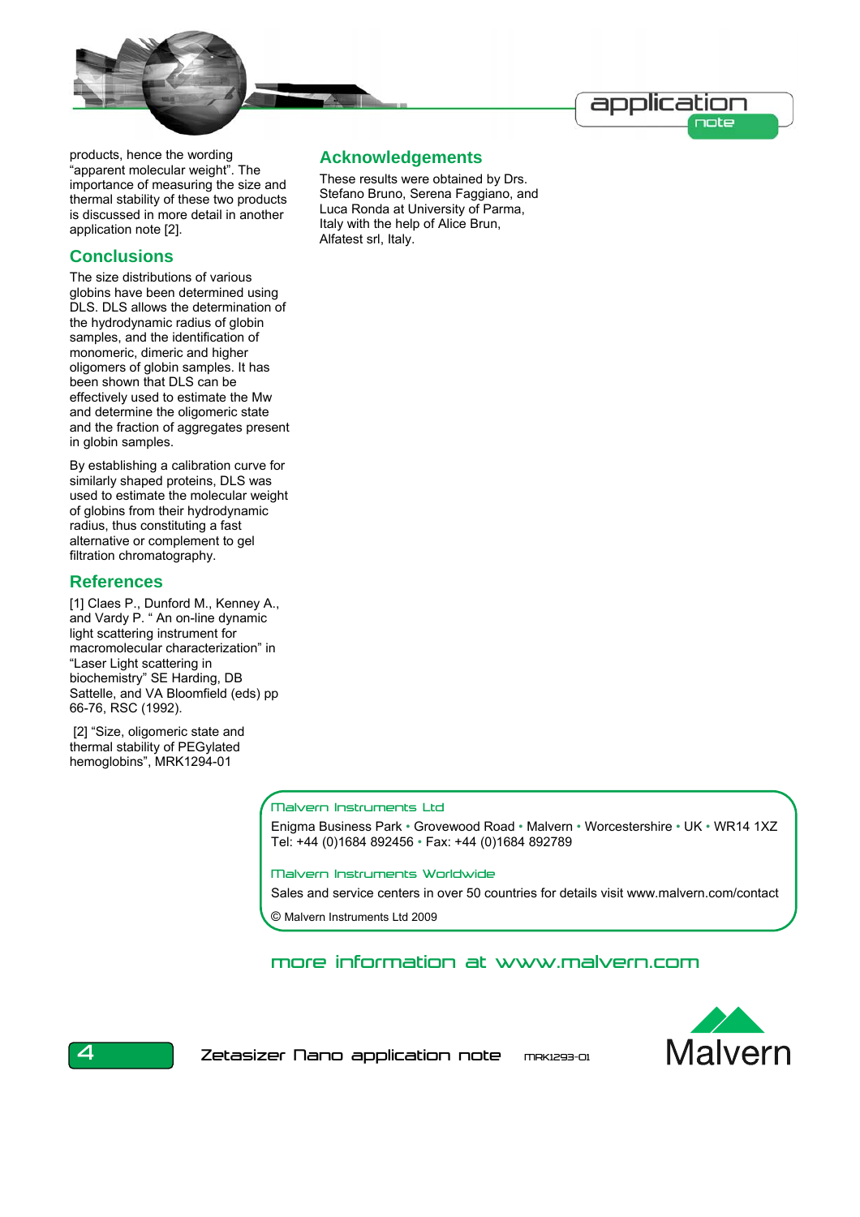products, hence the wording "apparent molecular weight". The importance of measuring the size and thermal stability of these two products is discussed in more detail in another application note [2].

## Conclusions

The size distributions of various globins have been determined using DLS. DLS allows the determination of the hydrodynamic radius of globin samples, and the identification of monomeric, dimeric and higher oligomers of globin samples. It has been shown that DLS can be effectively used to estimate the Mw and determine the oligomeric state and the fraction of aggregates present in globin samples.

By establishing a calibration curve for similarly shaped proteins, DLS was used to estimate the molecular weight of globins from their hydrodynamic radius, thus constituting a fast alternative or complement to gel filtration chromatography.

## References

[1] Claes P., Dunford M., Kenney A., and Vardy P. " An on-line dynamic light scattering instrument for macromolecular characterization" in "Laser Light scattering in biochemistry" SE Harding, DB Sattelle, and VA Bloomfield (eds) pp 66-76, RSC (1992).

[2] "Size, oligomeric state and thermal stability of PEGylated hemoglobins", MRK1294-01

## Acknowledgements

These results were obtained by Drs. Stefano Bruno, Serena Faggiano, and Luca Ronda at University of Parma, Italy with the help of Alice Brun, Alfatest srl, Italy.

**Malvern Instruments Ltd**

Enigma Business Park • Grovewood Road • Malvern • Worcestershire • UK • WR14 1XZ
Tel: +44 (0)1684 892456 • Fax: +44 (0)1684 892789

**Malvern Instruments Worldwide**

Sales and service centers in over 50 countries for details visit www.malvern.com/contact

© Malvern Instruments Ltd 2009

more information at www.malvern.com

Zetasizer Nano application note MRK1293-01